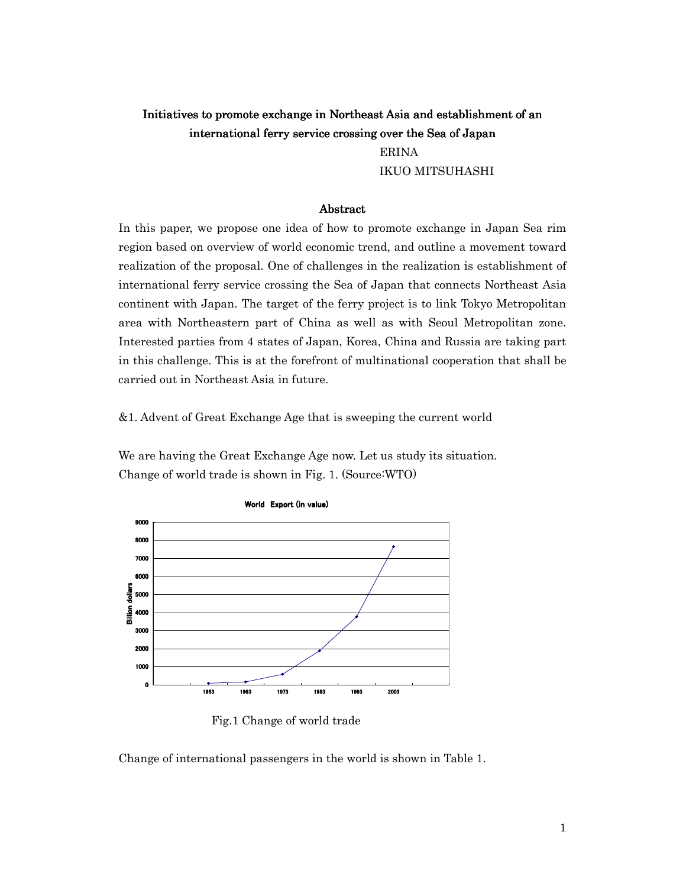# Initiatives to promote exchange in Northeast Asia and establishment of an international ferry service crossing over the Sea of Japan

ERINA

IKUO MITSUHASHI

## Abstract

In this paper, we propose one idea of how to promote exchange in Japan Sea rim region based on overview of world economic trend, and outline a movement toward realization of the proposal. One of challenges in the realization is establishment of international ferry service crossing the Sea of Japan that connects Northeast Asia continent with Japan. The target of the ferry project is to link Tokyo Metropolitan area with Northeastern part of China as well as with Seoul Metropolitan zone. Interested parties from 4 states of Japan, Korea, China and Russia are taking part in this challenge. This is at the forefront of multinational cooperation that shall be carried out in Northeast Asia in future.

&1. Advent of Great Exchange Age that is sweeping the current world

We are having the Great Exchange Age now. Let us study its situation.
Change of world trade is shown in Fig. 1. (Source:WTO)

World Export (in value)

Fig.1 Change of world trade

Change of international passengers in the world is shown in Table 1.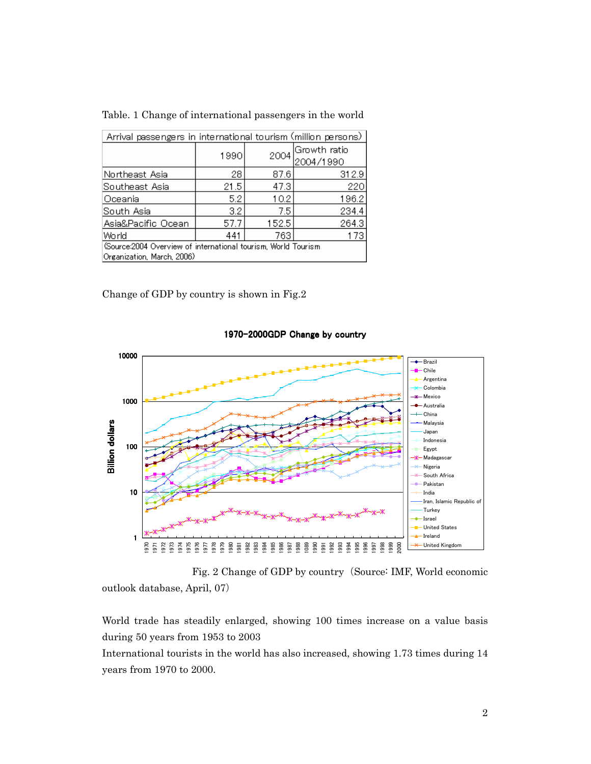Table. 1 Change of international passengers in the world

| Arrival passengers in international tourism (million persons) | | | |
|---|---|---|---|
| | 1990 | 2004 | Growth ratio 2004/1990 |
| Northeast Asia | 28 | 87.6 | 312.9 |
| Southeast Asia | 21.5 | 47.3 | 220 |
| Oceania | 5.2 | 10.2 | 196.2 |
| South Asia | 3.2 | 7.5 | 234.4 |
| Asia&Pacific Ocean | 57.7 | 152.5 | 264.3 |
| World | 441 | 763 | 173 |
| (Source:2004 Overview of international tourism, World Tourism Organization, March, 2006) | | | |

Change of GDP by country is shown in Fig.2

Fig. 2 Change of GDP by country (Source: IMF, World economic outlook database, April, 07)

World trade has steadily enlarged, showing 100 times increase on a value basis during 50 years from 1953 to 2003

International tourists in the world has also increased, showing 1.73 times during 14 years from 1970 to 2000.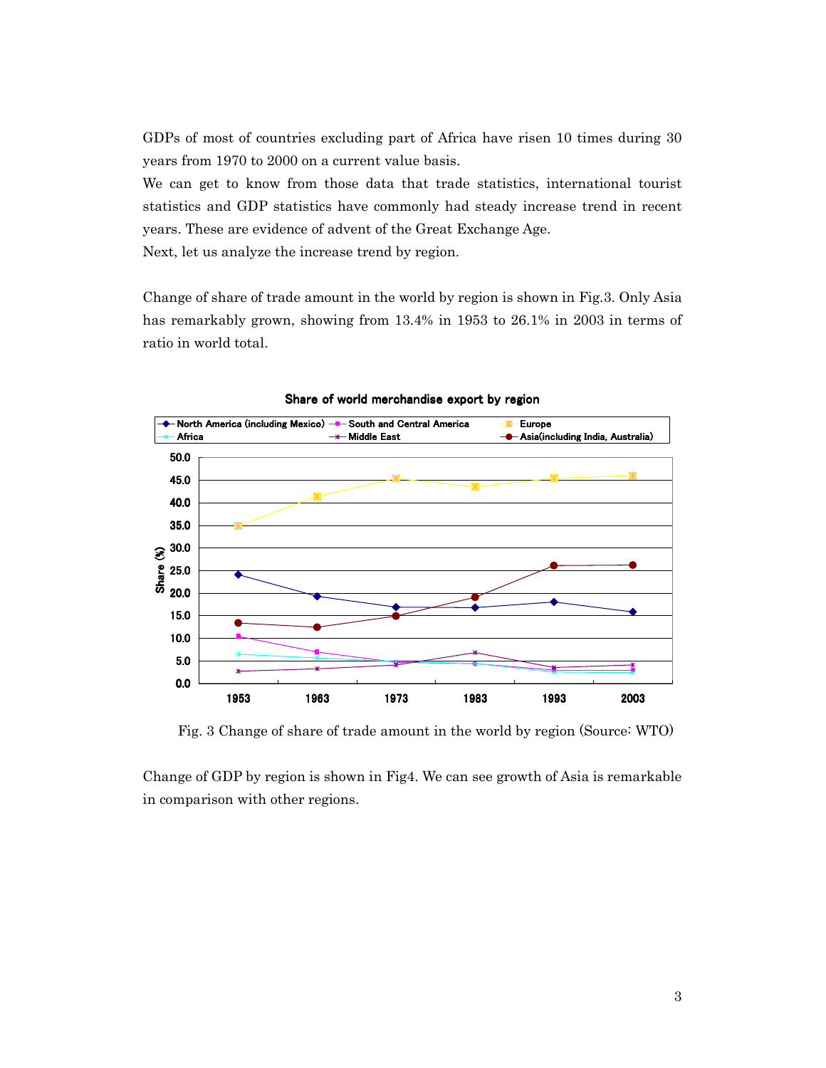GDPs of most of countries excluding part of Africa have risen 10 times during 30 years from 1970 to 2000 on a current value basis.

We can get to know from those data that trade statistics, international tourist statistics and GDP statistics have commonly had steady increase trend in recent years. These are evidence of advent of the Great Exchange Age.

Next, let us analyze the increase trend by region.

Change of share of trade amount in the world by region is shown in Fig.3. Only Asia has remarkably grown, showing from 13.4% in 1953 to 26.1% in 2003 in terms of ratio in world total.

Fig. 3 Change of share of trade amount in the world by region (Source: WTO)

Change of GDP by region is shown in Fig4. We can see growth of Asia is remarkable in comparison with other regions.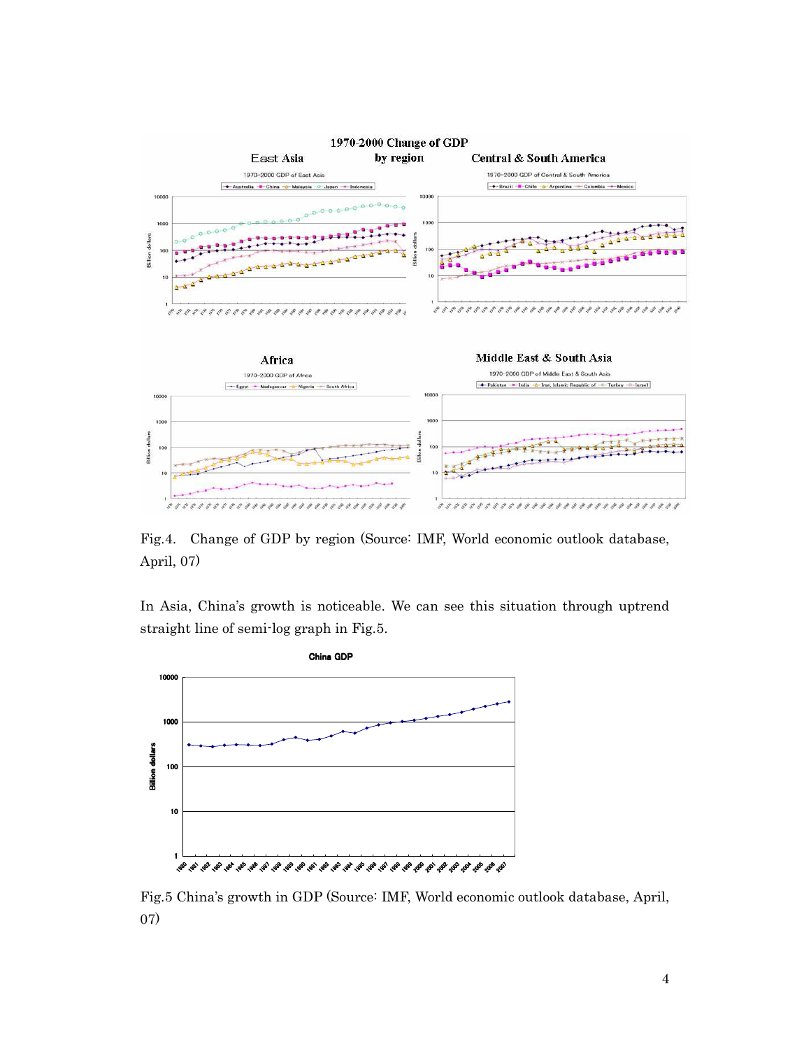Fig.4. Change of GDP by region (Source: IMF, World economic outlook database, April, 07)

In Asia, China's growth is noticeable. We can see this situation through uptrend straight line of semi-log graph in Fig.5.

Fig.5 China's growth in GDP (Source: IMF, World economic outlook database, April, 07)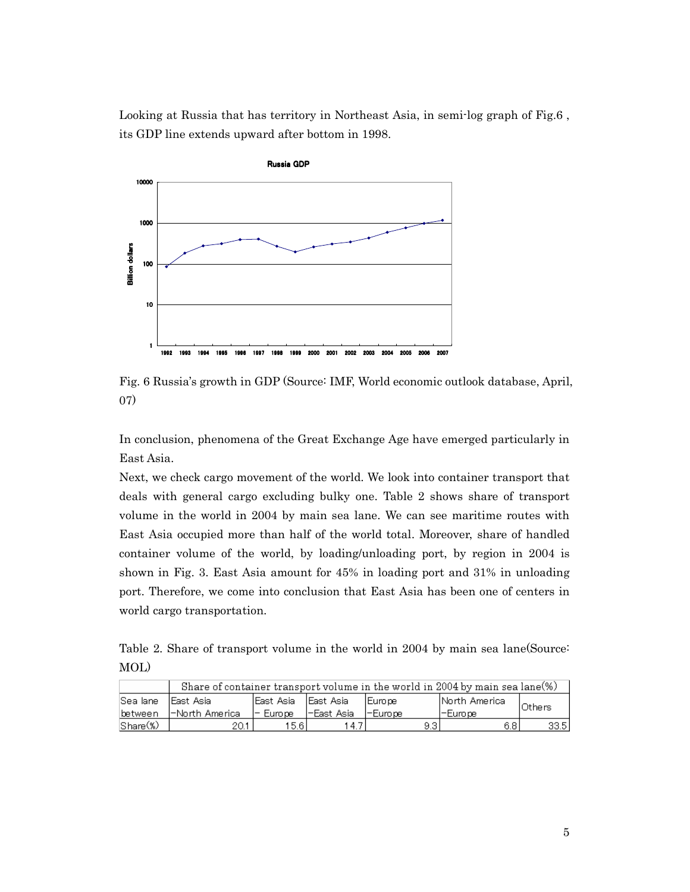Looking at Russia that has territory in Northeast Asia, in semi-log graph of Fig.6 , its GDP line extends upward after bottom in 1998.

Fig. 6 Russia's growth in GDP (Source: IMF, World economic outlook database, April, 07)

In conclusion, phenomena of the Great Exchange Age have emerged particularly in East Asia.

Next, we check cargo movement of the world. We look into container transport that deals with general cargo excluding bulky one. Table 2 shows share of transport volume in the world in 2004 by main sea lane. We can see maritime routes with East Asia occupied more than half of the world total. Moreover, share of handled container volume of the world, by loading/unloading port, by region in 2004 is shown in Fig. 3. East Asia amount for 45% in loading port and 31% in unloading port. Therefore, we come into conclusion that East Asia has been one of centers in world cargo transportation.

Table 2. Share of transport volume in the world in 2004 by main sea lane(Source: MOL)

| | Share of container transport volume in the world in 2004 by main sea lane(%) | | | | | |
|---|---|---|---|---|---|---|
| Sea lane between | East Asia –North America | East Asia – Europe | East Asia –East Asia | Europe –Europe | North America –Europe | Others |
| Share(%) | 20.1 | 15.6 | 14.7 | 9.3 | 6.8 | 33.5 |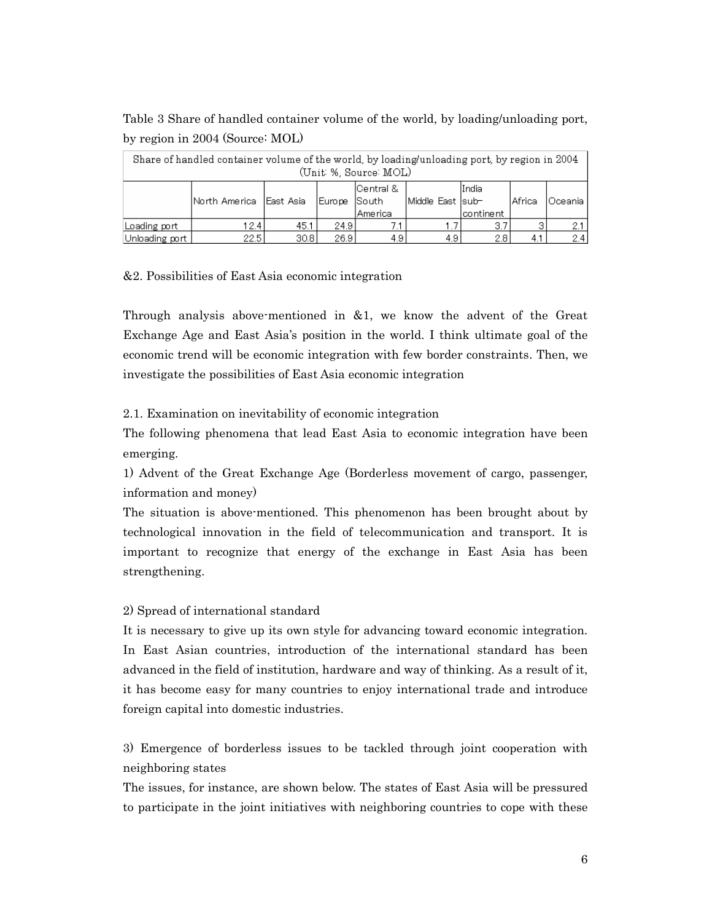Table 3 Share of handled container volume of the world, by loading/unloading port, by region in 2004 (Source: MOL)

| Share of handled container volume of the world, by loading/unloading port, by region in 2004 (Unit: %, Source: MOL) | | | | | | | | |
|---|---|---|---|---|---|---|---|---|
| | North America | East Asia | Europe | Central & South America | Middle East | India sub-continent | Africa | Oceania |
| Loading port | 12.4 | 45.1 | 24.9 | 7.1 | 1.7 | 3.7 | 3 | 2.1 |
| Unloading port | 22.5 | 30.8 | 26.9 | 4.9 | 4.9 | 2.8 | 4.1 | 2.4 |

## &2. Possibilities of East Asia economic integration

Through analysis above-mentioned in &1, we know the advent of the Great Exchange Age and East Asia's position in the world. I think ultimate goal of the economic trend will be economic integration with few border constraints. Then, we investigate the possibilities of East Asia economic integration

### 2.1. Examination on inevitability of economic integration

The following phenomena that lead East Asia to economic integration have been emerging.

1) Advent of the Great Exchange Age (Borderless movement of cargo, passenger, information and money)

The situation is above-mentioned. This phenomenon has been brought about by technological innovation in the field of telecommunication and transport. It is important to recognize that energy of the exchange in East Asia has been strengthening.

2) Spread of international standard

It is necessary to give up its own style for advancing toward economic integration. In East Asian countries, introduction of the international standard has been advanced in the field of institution, hardware and way of thinking. As a result of it, it has become easy for many countries to enjoy international trade and introduce foreign capital into domestic industries.

3) Emergence of borderless issues to be tackled through joint cooperation with neighboring states

The issues, for instance, are shown below. The states of East Asia will be pressured to participate in the joint initiatives with neighboring countries to cope with these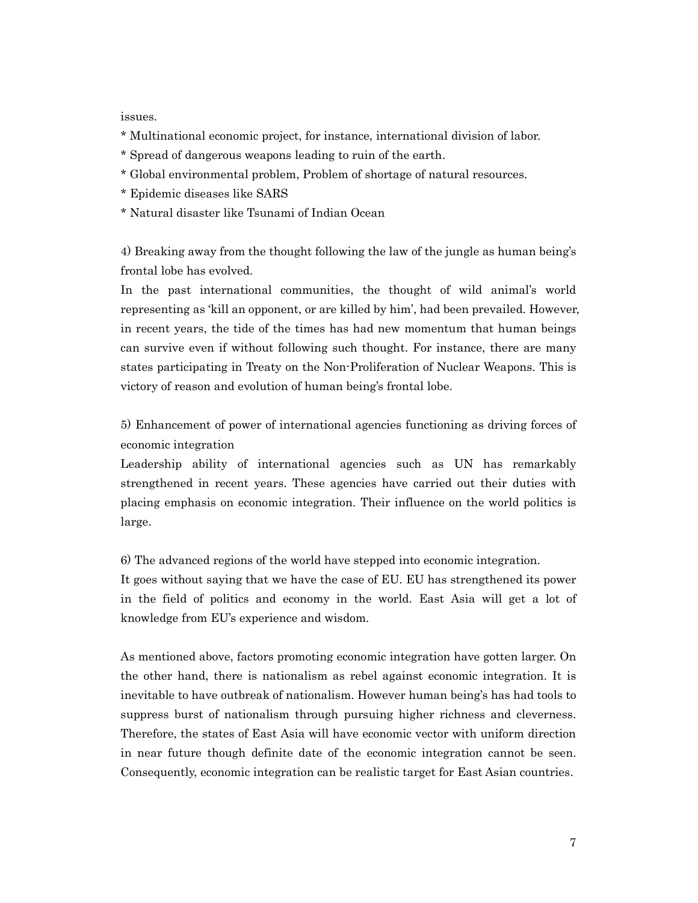issues.

* Multinational economic project, for instance, international division of labor.
* Spread of dangerous weapons leading to ruin of the earth.
* Global environmental problem, Problem of shortage of natural resources.
* Epidemic diseases like SARS
* Natural disaster like Tsunami of Indian Ocean

4) Breaking away from the thought following the law of the jungle as human being's frontal lobe has evolved.

In the past international communities, the thought of wild animal's world representing as 'kill an opponent, or are killed by him', had been prevailed. However, in recent years, the tide of the times has had new momentum that human beings can survive even if without following such thought. For instance, there are many states participating in Treaty on the Non-Proliferation of Nuclear Weapons. This is victory of reason and evolution of human being's frontal lobe.

5) Enhancement of power of international agencies functioning as driving forces of economic integration

Leadership ability of international agencies such as UN has remarkably strengthened in recent years. These agencies have carried out their duties with placing emphasis on economic integration. Their influence on the world politics is large.

6) The advanced regions of the world have stepped into economic integration.

It goes without saying that we have the case of EU. EU has strengthened its power in the field of politics and economy in the world. East Asia will get a lot of knowledge from EU's experience and wisdom.

As mentioned above, factors promoting economic integration have gotten larger. On the other hand, there is nationalism as rebel against economic integration. It is inevitable to have outbreak of nationalism. However human being's has had tools to suppress burst of nationalism through pursuing higher richness and cleverness. Therefore, the states of East Asia will have economic vector with uniform direction in near future though definite date of the economic integration cannot be seen. Consequently, economic integration can be realistic target for East Asian countries.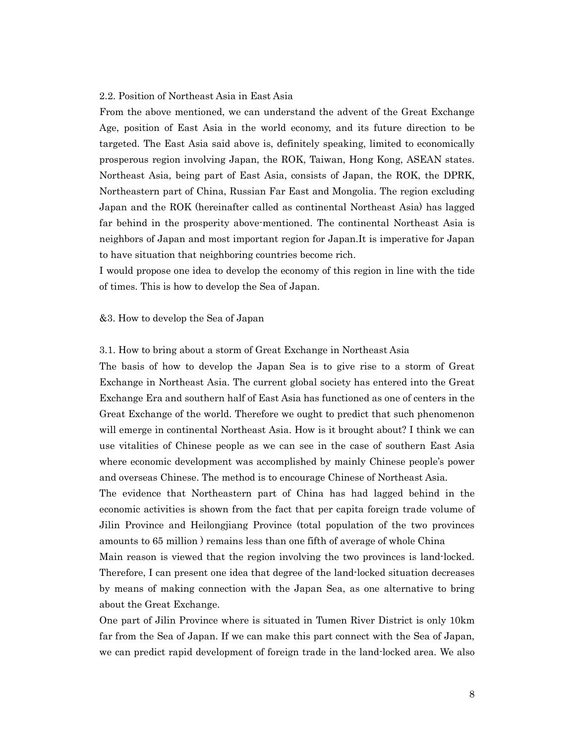### 2.2. Position of Northeast Asia in East Asia

From the above mentioned, we can understand the advent of the Great Exchange Age, position of East Asia in the world economy, and its future direction to be targeted. The East Asia said above is, definitely speaking, limited to economically prosperous region involving Japan, the ROK, Taiwan, Hong Kong, ASEAN states. Northeast Asia, being part of East Asia, consists of Japan, the ROK, the DPRK, Northeastern part of China, Russian Far East and Mongolia. The region excluding Japan and the ROK (hereinafter called as continental Northeast Asia) has lagged far behind in the prosperity above-mentioned. The continental Northeast Asia is neighbors of Japan and most important region for Japan.It is imperative for Japan to have situation that neighboring countries become rich.

I would propose one idea to develop the economy of this region in line with the tide of times. This is how to develop the Sea of Japan.

## &3. How to develop the Sea of Japan

### 3.1. How to bring about a storm of Great Exchange in Northeast Asia

The basis of how to develop the Japan Sea is to give rise to a storm of Great Exchange in Northeast Asia. The current global society has entered into the Great Exchange Era and southern half of East Asia has functioned as one of centers in the Great Exchange of the world. Therefore we ought to predict that such phenomenon will emerge in continental Northeast Asia. How is it brought about? I think we can use vitalities of Chinese people as we can see in the case of southern East Asia where economic development was accomplished by mainly Chinese people's power and overseas Chinese. The method is to encourage Chinese of Northeast Asia.

The evidence that Northeastern part of China has had lagged behind in the economic activities is shown from the fact that per capita foreign trade volume of Jilin Province and Heilongjiang Province (total population of the two provinces amounts to 65 million ) remains less than one fifth of average of whole China

Main reason is viewed that the region involving the two provinces is land-locked. Therefore, I can present one idea that degree of the land-locked situation decreases by means of making connection with the Japan Sea, as one alternative to bring about the Great Exchange.

One part of Jilin Province where is situated in Tumen River District is only 10km far from the Sea of Japan. If we can make this part connect with the Sea of Japan, we can predict rapid development of foreign trade in the land-locked area. We also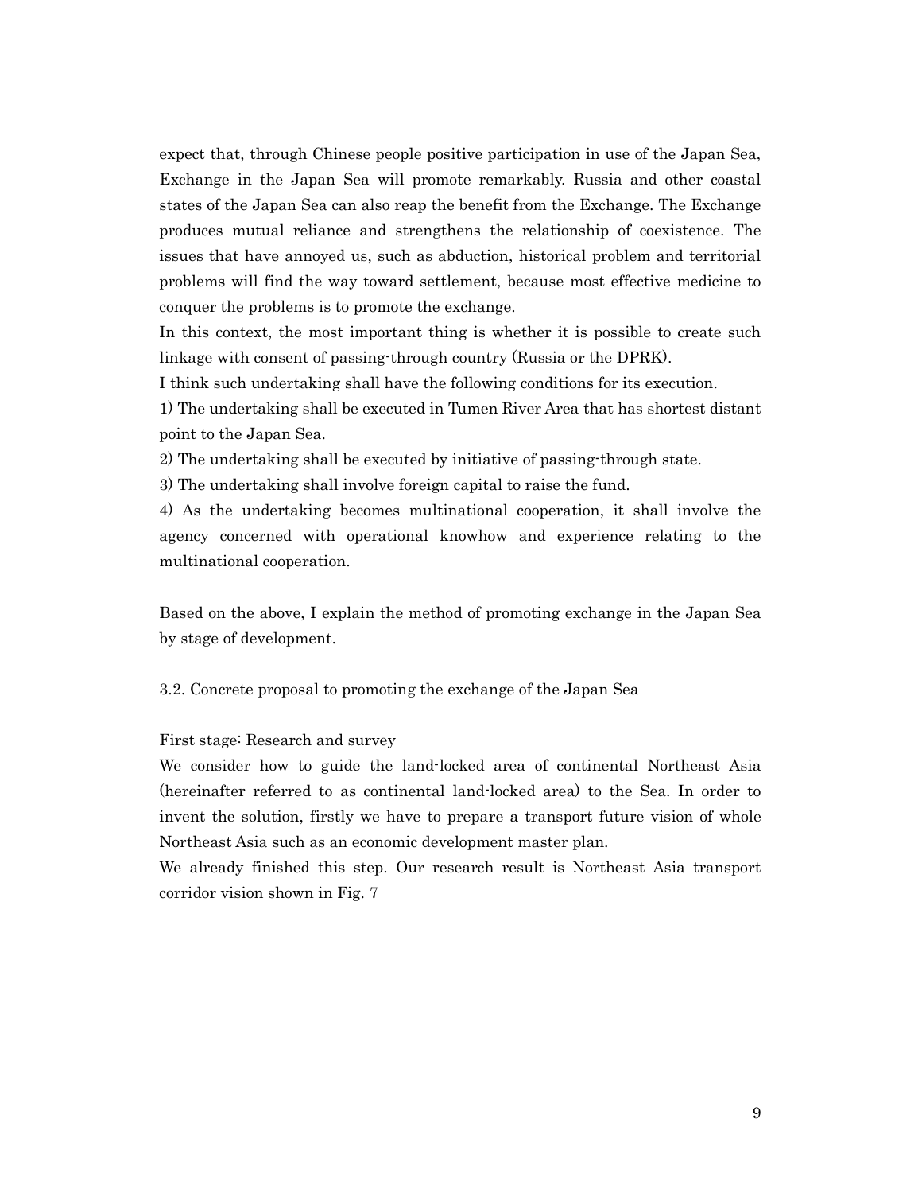expect that, through Chinese people positive participation in use of the Japan Sea, Exchange in the Japan Sea will promote remarkably. Russia and other coastal states of the Japan Sea can also reap the benefit from the Exchange. The Exchange produces mutual reliance and strengthens the relationship of coexistence. The issues that have annoyed us, such as abduction, historical problem and territorial problems will find the way toward settlement, because most effective medicine to conquer the problems is to promote the exchange.

In this context, the most important thing is whether it is possible to create such linkage with consent of passing-through country (Russia or the DPRK).

I think such undertaking shall have the following conditions for its execution.

1) The undertaking shall be executed in Tumen River Area that has shortest distant point to the Japan Sea.

2) The undertaking shall be executed by initiative of passing-through state.

3) The undertaking shall involve foreign capital to raise the fund.

4) As the undertaking becomes multinational cooperation, it shall involve the agency concerned with operational knowhow and experience relating to the multinational cooperation.

Based on the above, I explain the method of promoting exchange in the Japan Sea by stage of development.

### 3.2. Concrete proposal to promoting the exchange of the Japan Sea

First stage: Research and survey

We consider how to guide the land-locked area of continental Northeast Asia (hereinafter referred to as continental land-locked area) to the Sea. In order to invent the solution, firstly we have to prepare a transport future vision of whole Northeast Asia such as an economic development master plan.

We already finished this step. Our research result is Northeast Asia transport corridor vision shown in Fig. 7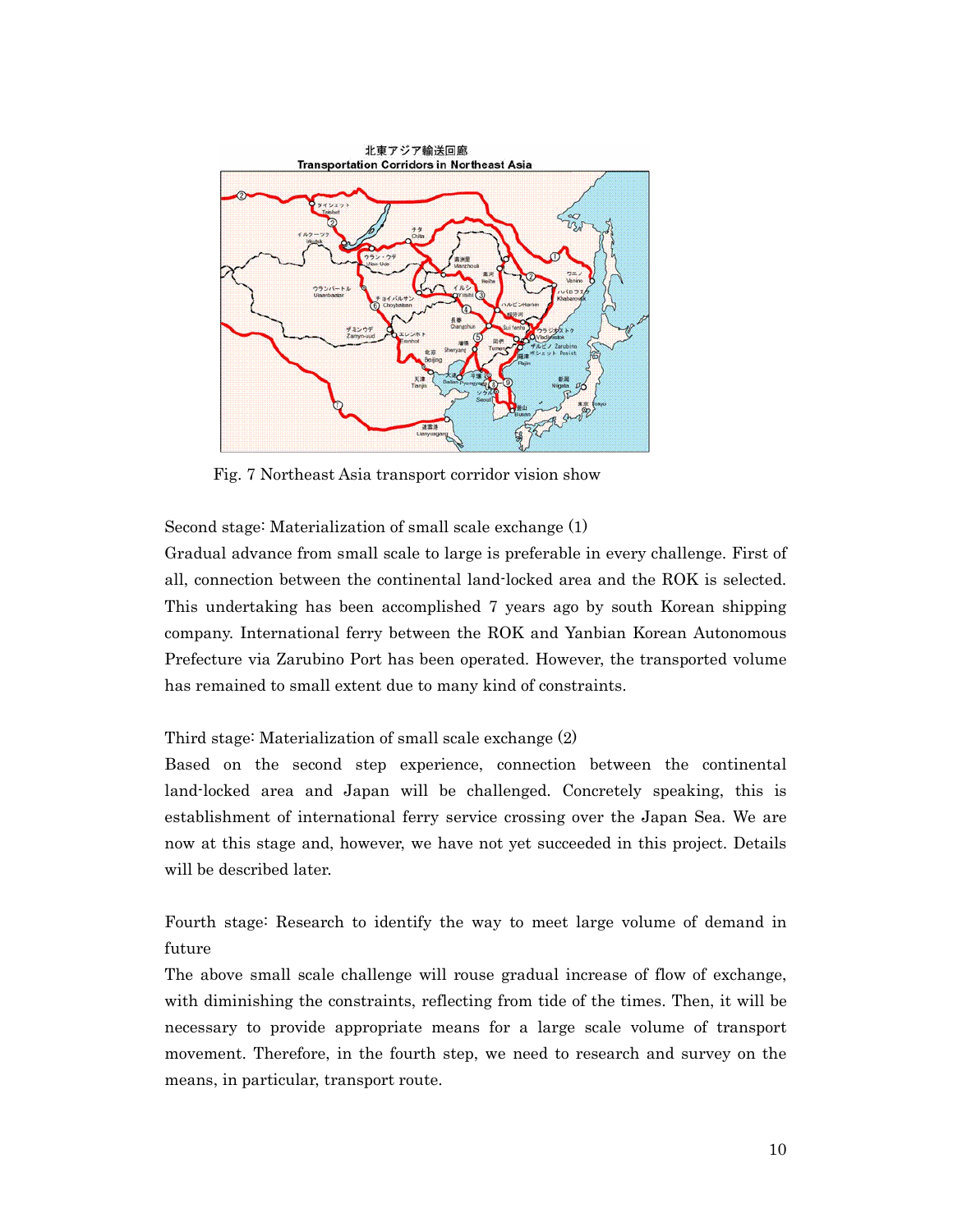Fig. 7 Northeast Asia transport corridor vision show

Second stage: Materialization of small scale exchange (1)

Gradual advance from small scale to large is preferable in every challenge. First of all, connection between the continental land-locked area and the ROK is selected. This undertaking has been accomplished 7 years ago by south Korean shipping company. International ferry between the ROK and Yanbian Korean Autonomous Prefecture via Zarubino Port has been operated. However, the transported volume has remained to small extent due to many kind of constraints.

Third stage: Materialization of small scale exchange (2)

Based on the second step experience, connection between the continental land-locked area and Japan will be challenged. Concretely speaking, this is establishment of international ferry service crossing over the Japan Sea. We are now at this stage and, however, we have not yet succeeded in this project. Details will be described later.

Fourth stage: Research to identify the way to meet large volume of demand in future

The above small scale challenge will rouse gradual increase of flow of exchange, with diminishing the constraints, reflecting from tide of the times. Then, it will be necessary to provide appropriate means for a large scale volume of transport movement. Therefore, in the fourth step, we need to research and survey on the means, in particular, transport route.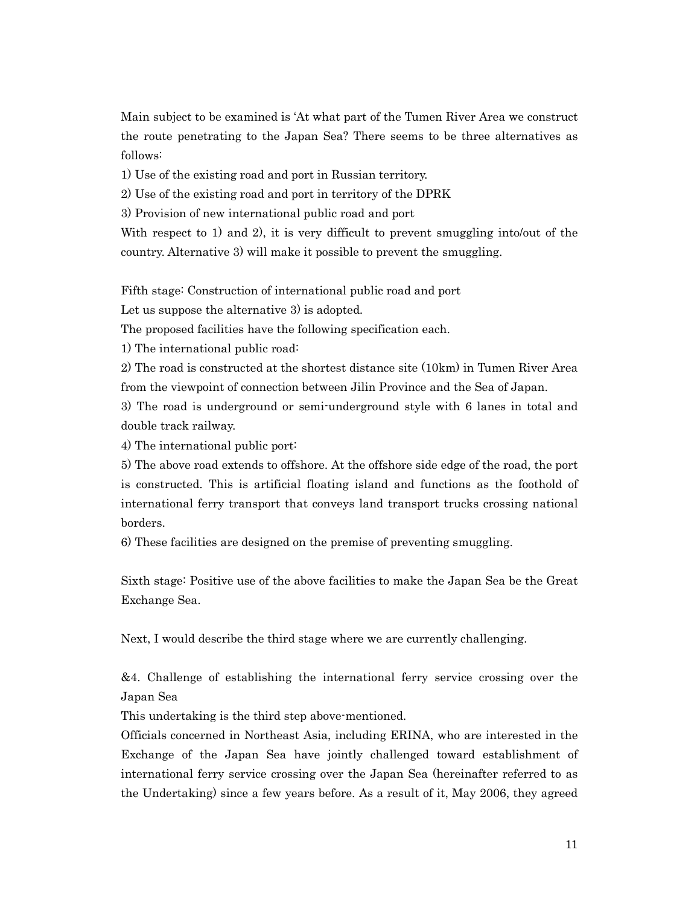Main subject to be examined is 'At what part of the Tumen River Area we construct the route penetrating to the Japan Sea? There seems to be three alternatives as follows:

1) Use of the existing road and port in Russian territory.
2) Use of the existing road and port in territory of the DPRK
3) Provision of new international public road and port

With respect to 1) and 2), it is very difficult to prevent smuggling into/out of the country. Alternative 3) will make it possible to prevent the smuggling.

Fifth stage: Construction of international public road and port

Let us suppose the alternative 3) is adopted.

The proposed facilities have the following specification each.

1) The international public road:
2) The road is constructed at the shortest distance site (10km) in Tumen River Area from the viewpoint of connection between Jilin Province and the Sea of Japan.
3) The road is underground or semi-underground style with 6 lanes in total and double track railway.
4) The international public port:
5) The above road extends to offshore. At the offshore side edge of the road, the port is constructed. This is artificial floating island and functions as the foothold of international ferry transport that conveys land transport trucks crossing national borders.
6) These facilities are designed on the premise of preventing smuggling.

Sixth stage: Positive use of the above facilities to make the Japan Sea be the Great Exchange Sea.

Next, I would describe the third stage where we are currently challenging.

## &4. Challenge of establishing the international ferry service crossing over the Japan Sea

This undertaking is the third step above-mentioned.

Officials concerned in Northeast Asia, including ERINA, who are interested in the Exchange of the Japan Sea have jointly challenged toward establishment of international ferry service crossing over the Japan Sea (hereinafter referred to as the Undertaking) since a few years before. As a result of it, May 2006, they agreed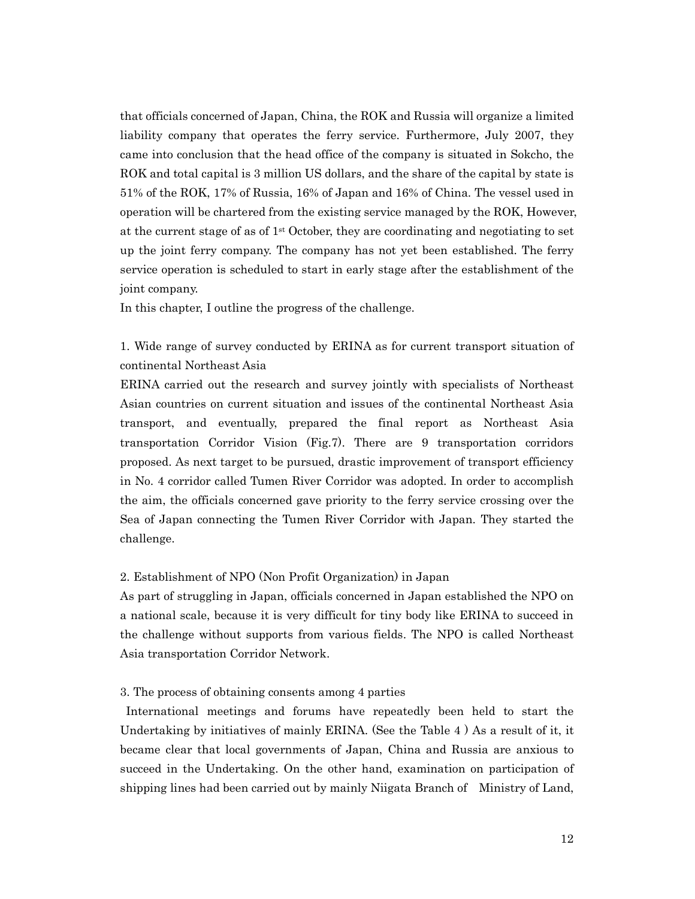that officials concerned of Japan, China, the ROK and Russia will organize a limited liability company that operates the ferry service. Furthermore, July 2007, they came into conclusion that the head office of the company is situated in Sokcho, the ROK and total capital is 3 million US dollars, and the share of the capital by state is 51% of the ROK, 17% of Russia, 16% of Japan and 16% of China. The vessel used in operation will be chartered from the existing service managed by the ROK, However, at the current stage of as of 1st October, they are coordinating and negotiating to set up the joint ferry company. The company has not yet been established. The ferry service operation is scheduled to start in early stage after the establishment of the joint company.

In this chapter, I outline the progress of the challenge.

1. Wide range of survey conducted by ERINA as for current transport situation of continental Northeast Asia

ERINA carried out the research and survey jointly with specialists of Northeast Asian countries on current situation and issues of the continental Northeast Asia transport, and eventually, prepared the final report as Northeast Asia transportation Corridor Vision (Fig.7). There are 9 transportation corridors proposed. As next target to be pursued, drastic improvement of transport efficiency in No. 4 corridor called Tumen River Corridor was adopted. In order to accomplish the aim, the officials concerned gave priority to the ferry service crossing over the Sea of Japan connecting the Tumen River Corridor with Japan. They started the challenge.

2. Establishment of NPO (Non Profit Organization) in Japan

As part of struggling in Japan, officials concerned in Japan established the NPO on a national scale, because it is very difficult for tiny body like ERINA to succeed in the challenge without supports from various fields. The NPO is called Northeast Asia transportation Corridor Network.

3. The process of obtaining consents among 4 parties

International meetings and forums have repeatedly been held to start the Undertaking by initiatives of mainly ERINA. (See the Table 4 ) As a result of it, it became clear that local governments of Japan, China and Russia are anxious to succeed in the Undertaking. On the other hand, examination on participation of shipping lines had been carried out by mainly Niigata Branch of Ministry of Land,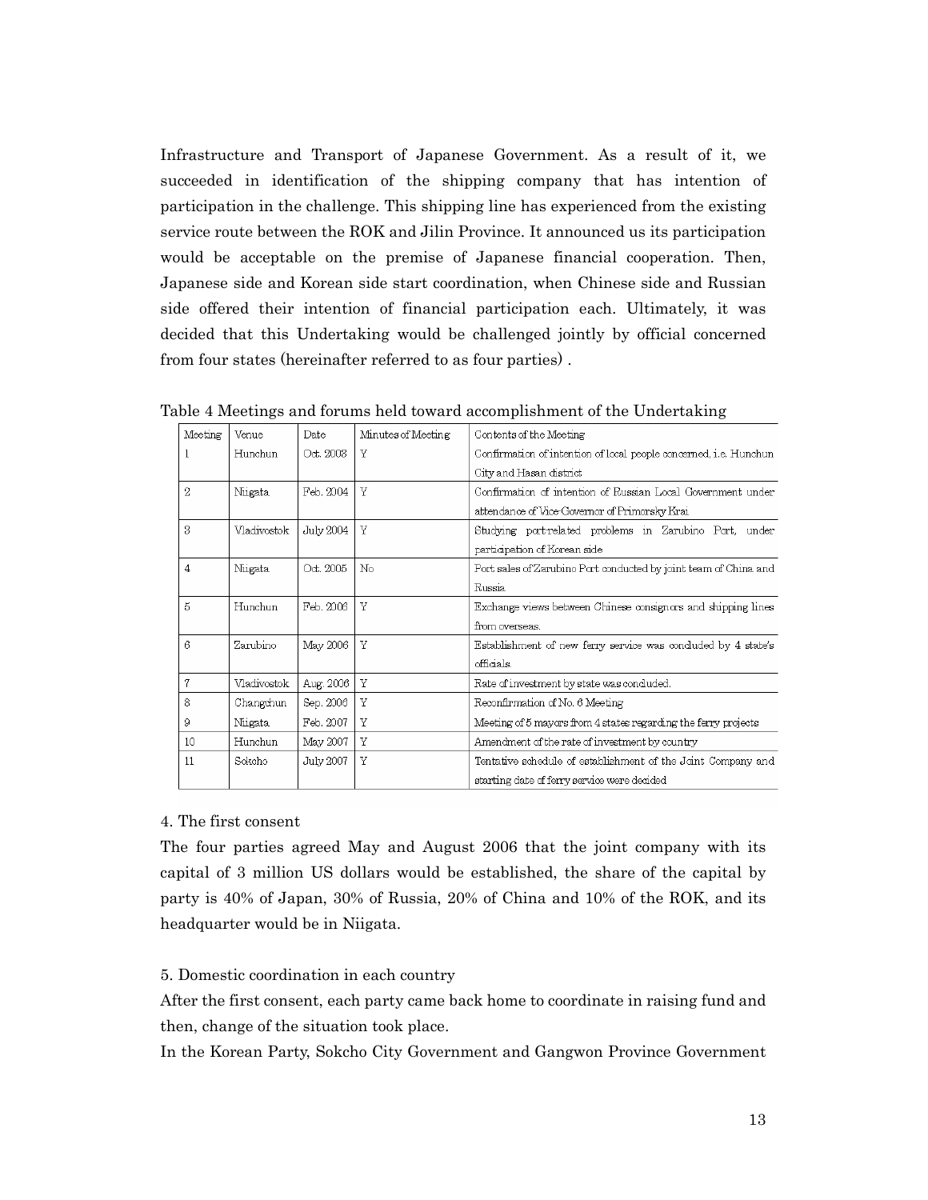Infrastructure and Transport of Japanese Government. As a result of it, we succeeded in identification of the shipping company that has intention of participation in the challenge. This shipping line has experienced from the existing service route between the ROK and Jilin Province. It announced us its participation would be acceptable on the premise of Japanese financial cooperation. Then, Japanese side and Korean side start coordination, when Chinese side and Russian side offered their intention of financial participation each. Ultimately, it was decided that this Undertaking would be challenged jointly by official concerned from four states (hereinafter referred to as four parties) .

Table 4 Meetings and forums held toward accomplishment of the Undertaking

| Meeting | Venue | Date | Minutes of Meeting | Contents of the Meeting |
|---|---|---|---|---|
| 1 | Hunchun | Oct. 2003 | Y | Confirmation of intention of local people concerned, i.e. Hunchun City and Hasan district |
| 2 | Niigata | Feb. 2004 | Y | Confirmation of intention of Russian Local Government under attendance of Vice-Governor of Primorsky Krai |
| 3 | Vladivostok | July 2004 | Y | Studying port-related problems in Zarubino Port, under participation of Korean side |
| 4 | Niigata | Oct. 2005 | No | Port sales of Zarubino Port conducted by joint team of China and Russia |
| 5 | Hunchun | Feb. 2006 | Y | Exchange views between Chinese consignors and shipping lines from overseas. |
| 6 | Zarubino | May 2006 | Y | Establishment of new ferry service was concluded by 4 state's officials |
| 7 | Vladivostok | Aug. 2006 | Y | Rate of investment by state was concluded. |
| 8 | Changchun | Sep. 2006 | Y | Reconfirmation of No. 6 Meeting |
| 9 | Niigata | Feb. 2007 | Y | Meeting of 5 mayors from 4 states regarding the ferry projects |
| 10 | Hunchun | May 2007 | Y | Amendment of the rate of investment by country |
| 11 | Sokcho | July 2007 | Y | Tentative schedule of establishment of the Joint Company and starting date of ferry service were decided |

4. The first consent

The four parties agreed May and August 2006 that the joint company with its capital of 3 million US dollars would be established, the share of the capital by party is 40% of Japan, 30% of Russia, 20% of China and 10% of the ROK, and its headquarter would be in Niigata.

5. Domestic coordination in each country

After the first consent, each party came back home to coordinate in raising fund and then, change of the situation took place.

In the Korean Party, Sokcho City Government and Gangwon Province Government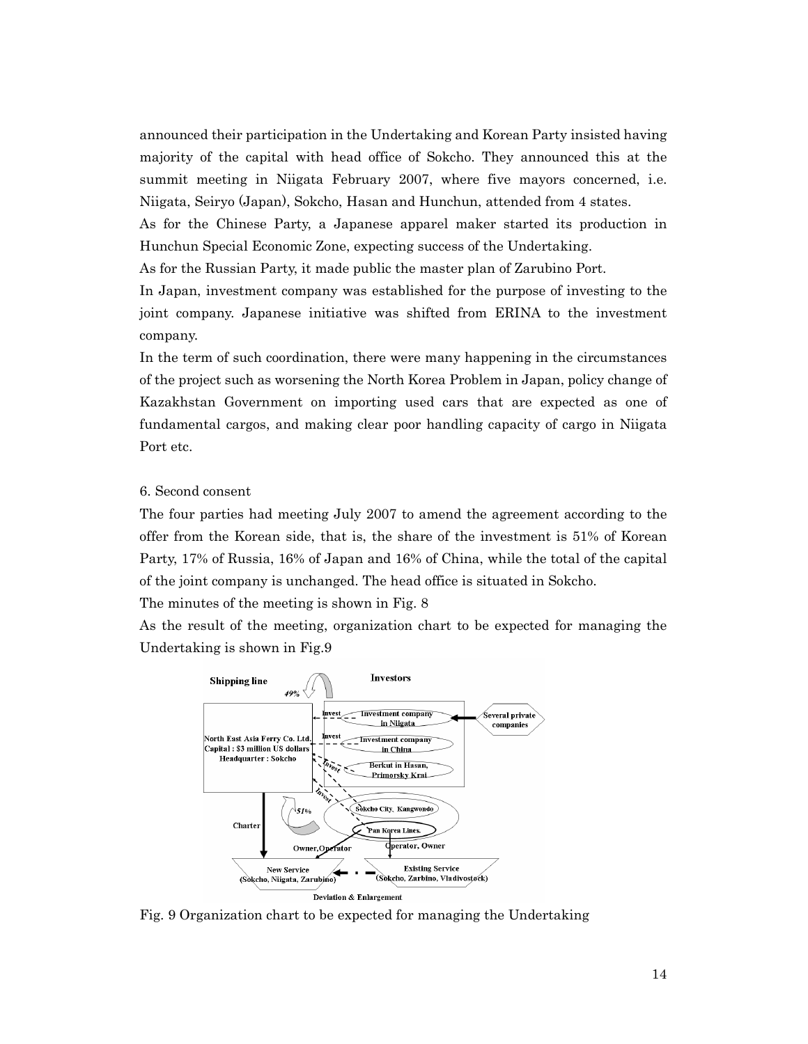announced their participation in the Undertaking and Korean Party insisted having majority of the capital with head office of Sokcho. They announced this at the summit meeting in Niigata February 2007, where five mayors concerned, i.e. Niigata, Seiryo (Japan), Sokcho, Hasan and Hunchun, attended from 4 states.

As for the Chinese Party, a Japanese apparel maker started its production in Hunchun Special Economic Zone, expecting success of the Undertaking.

As for the Russian Party, it made public the master plan of Zarubino Port.

In Japan, investment company was established for the purpose of investing to the joint company. Japanese initiative was shifted from ERINA to the investment company.

In the term of such coordination, there were many happening in the circumstances of the project such as worsening the North Korea Problem in Japan, policy change of Kazakhstan Government on importing used cars that are expected as one of fundamental cargos, and making clear poor handling capacity of cargo in Niigata Port etc.

## 6. Second consent

The four parties had meeting July 2007 to amend the agreement according to the offer from the Korean side, that is, the share of the investment is 51% of Korean Party, 17% of Russia, 16% of Japan and 16% of China, while the total of the capital of the joint company is unchanged. The head office is situated in Sokcho.

The minutes of the meeting is shown in Fig. 8

As the result of the meeting, organization chart to be expected for managing the Undertaking is shown in Fig.9

Fig. 9 Organization chart to be expected for managing the Undertaking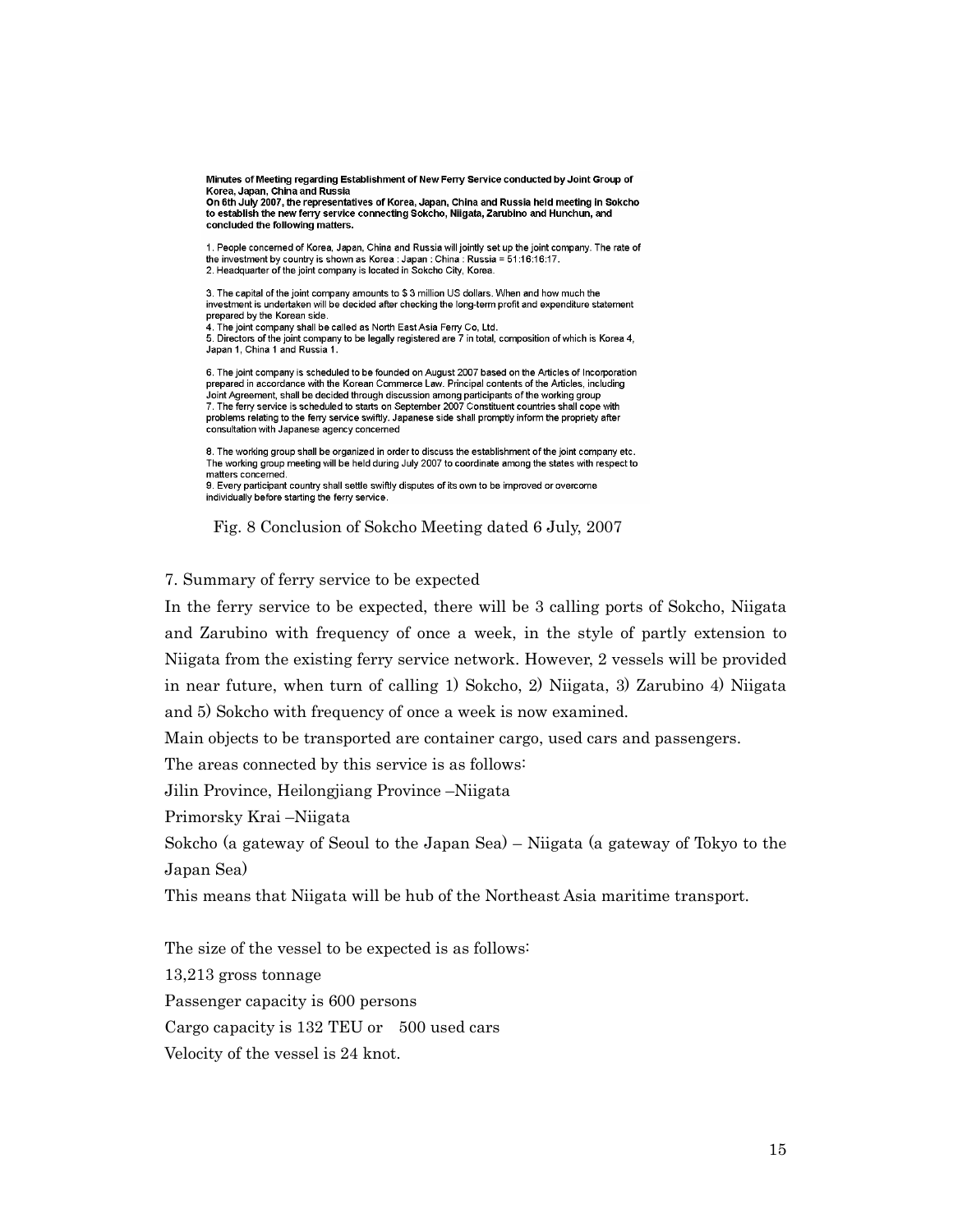**Minutes of Meeting regarding Establishment of New Ferry Service conducted by Joint Group of Korea, Japan, China and Russia**

**On 6th July 2007, the representatives of Korea, Japan, China and Russia held meeting in Sokcho to establish the new ferry service connecting Sokcho, Niigata, Zarubino and Hunchun, and concluded the following matters.**

1. People concerned of Korea, Japan, China and Russia will jointly set up the joint company. The rate of the investment by country is shown as Korea : Japan : China : Russia = 51:16:16:17.
2. Headquarter of the joint company is located in Sokcho City, Korea.
3. The capital of the joint company amounts to $ 3 million US dollars. When and how much the investment is undertaken will be decided after checking the long-term profit and expenditure statement prepared by the Korean side.
4. The joint company shall be called as North East Asia Ferry Co, Ltd.
5. Directors of the joint company to be legally registered are 7 in total, composition of which is Korea 4, Japan 1, China 1 and Russia 1.
6. The joint company is scheduled to be founded on August 2007 based on the Articles of Incorporation prepared in accordance with the Korean Commerce Law. Principal contents of the Articles, including Joint Agreement, shall be decided through discussion among participants of the working group
7. The ferry service is scheduled to starts on September 2007 Constituent countries shall cope with problems relating to the ferry service swiftly. Japanese side shall promptly inform the propriety after consultation with Japanese agency concerned
8. The working group shall be organized in order to discuss the establishment of the joint company etc. The working group meeting will be held during July 2007 to coordinate among the states with respect to matters concerned.
9. Every participant country shall settle swiftly disputes of its own to be improved or overcome individually before starting the ferry service.

Fig. 8 Conclusion of Sokcho Meeting dated 6 July, 2007

7. Summary of ferry service to be expected

In the ferry service to be expected, there will be 3 calling ports of Sokcho, Niigata and Zarubino with frequency of once a week, in the style of partly extension to Niigata from the existing ferry service network. However, 2 vessels will be provided in near future, when turn of calling 1) Sokcho, 2) Niigata, 3) Zarubino 4) Niigata and 5) Sokcho with frequency of once a week is now examined.

Main objects to be transported are container cargo, used cars and passengers.

The areas connected by this service is as follows:

Jilin Province, Heilongjiang Province –Niigata

Primorsky Krai –Niigata

Sokcho (a gateway of Seoul to the Japan Sea) – Niigata (a gateway of Tokyo to the Japan Sea)

This means that Niigata will be hub of the Northeast Asia maritime transport.

The size of the vessel to be expected is as follows:

13,213 gross tonnage

Passenger capacity is 600 persons

Cargo capacity is 132 TEU or 500 used cars

Velocity of the vessel is 24 knot.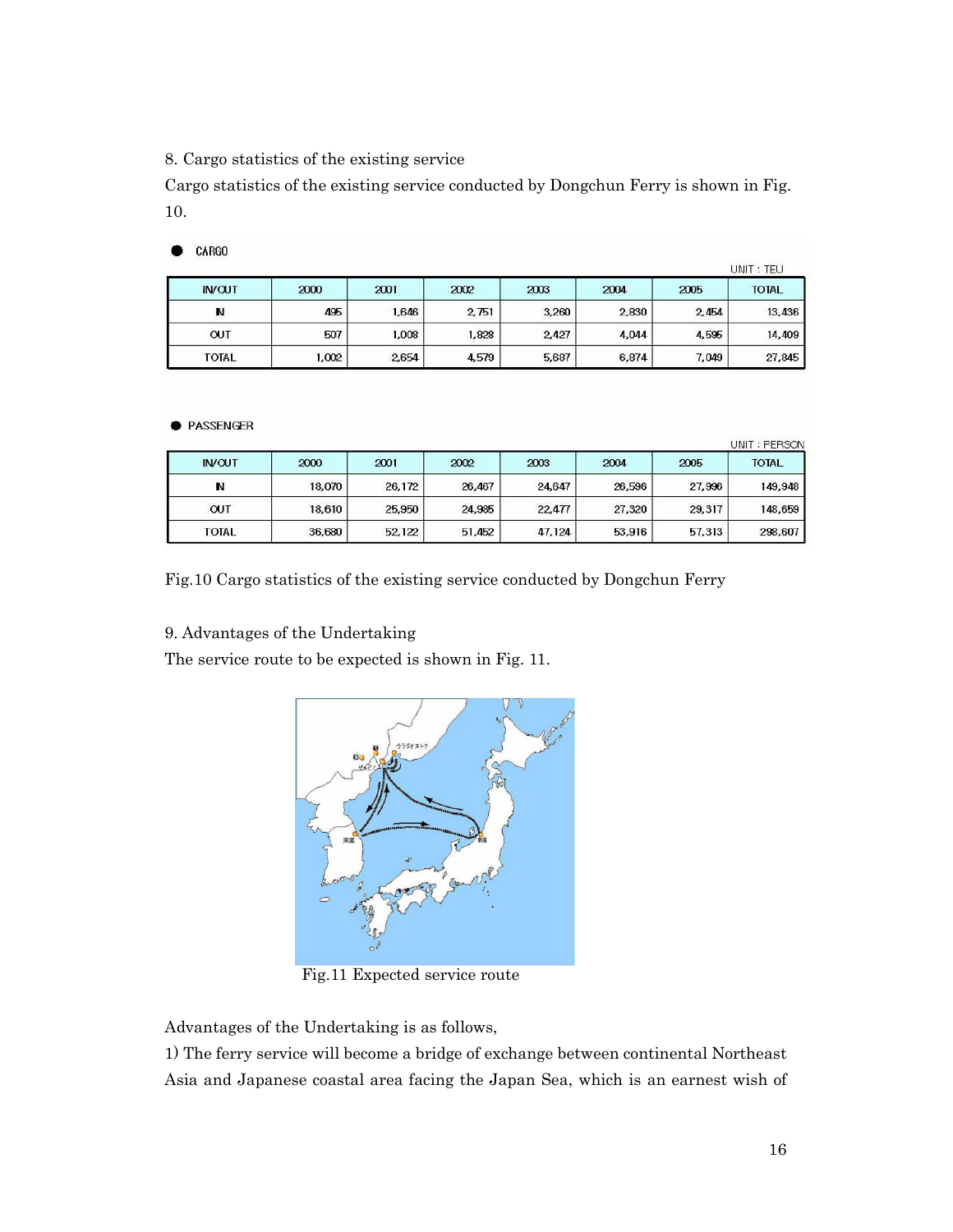8. Cargo statistics of the existing service

Cargo statistics of the existing service conducted by Dongchun Ferry is shown in Fig. 10.

● CARGO

UNIT : TEU

| IN/OUT | 2000 | 2001 | 2002 | 2003 | 2004 | 2005 | TOTAL |
|---|---|---|---|---|---|---|---|
| IN | 495 | 1,646 | 2,751 | 3,260 | 2,830 | 2,454 | 13,436 |
| OUT | 507 | 1,008 | 1,828 | 2,427 | 4,044 | 4,595 | 14,409 |
| TOTAL | 1,002 | 2,654 | 4,579 | 5,687 | 6,874 | 7,049 | 27,845 |

● PASSENGER

UNIT : PERSON

| IN/OUT | 2000 | 2001 | 2002 | 2003 | 2004 | 2005 | TOTAL |
|---|---|---|---|---|---|---|---|
| IN | 18,070 | 26,172 | 26,467 | 24,647 | 26,596 | 27,996 | 149,948 |
| OUT | 18,610 | 25,950 | 24,985 | 22,477 | 27,320 | 29,317 | 148,659 |
| TOTAL | 36,680 | 52,122 | 51,452 | 47,124 | 53,916 | 57,313 | 298,607 |

Fig.10 Cargo statistics of the existing service conducted by Dongchun Ferry

9. Advantages of the Undertaking

The service route to be expected is shown in Fig. 11.

Fig.11 Expected service route

Advantages of the Undertaking is as follows,

1) The ferry service will become a bridge of exchange between continental Northeast Asia and Japanese coastal area facing the Japan Sea, which is an earnest wish of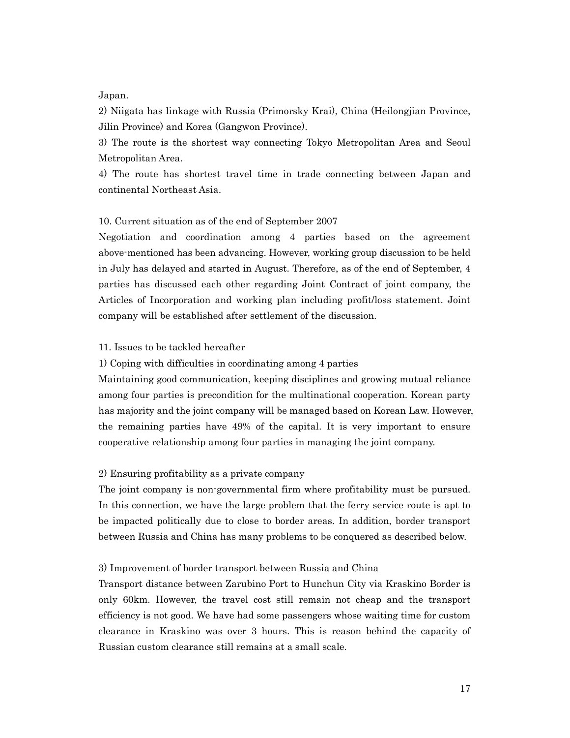Japan.

2) Niigata has linkage with Russia (Primorsky Krai), China (Heilongjian Province, Jilin Province) and Korea (Gangwon Province).

3) The route is the shortest way connecting Tokyo Metropolitan Area and Seoul Metropolitan Area.

4) The route has shortest travel time in trade connecting between Japan and continental Northeast Asia.

10. Current situation as of the end of September 2007

Negotiation and coordination among 4 parties based on the agreement above-mentioned has been advancing. However, working group discussion to be held in July has delayed and started in August. Therefore, as of the end of September, 4 parties has discussed each other regarding Joint Contract of joint company, the Articles of Incorporation and working plan including profit/loss statement. Joint company will be established after settlement of the discussion.

11. Issues to be tackled hereafter

1) Coping with difficulties in coordinating among 4 parties

Maintaining good communication, keeping disciplines and growing mutual reliance among four parties is precondition for the multinational cooperation. Korean party has majority and the joint company will be managed based on Korean Law. However, the remaining parties have 49% of the capital. It is very important to ensure cooperative relationship among four parties in managing the joint company.

2) Ensuring profitability as a private company

The joint company is non-governmental firm where profitability must be pursued. In this connection, we have the large problem that the ferry service route is apt to be impacted politically due to close to border areas. In addition, border transport between Russia and China has many problems to be conquered as described below.

3) Improvement of border transport between Russia and China

Transport distance between Zarubino Port to Hunchun City via Kraskino Border is only 60km. However, the travel cost still remain not cheap and the transport efficiency is not good. We have had some passengers whose waiting time for custom clearance in Kraskino was over 3 hours. This is reason behind the capacity of Russian custom clearance still remains at a small scale.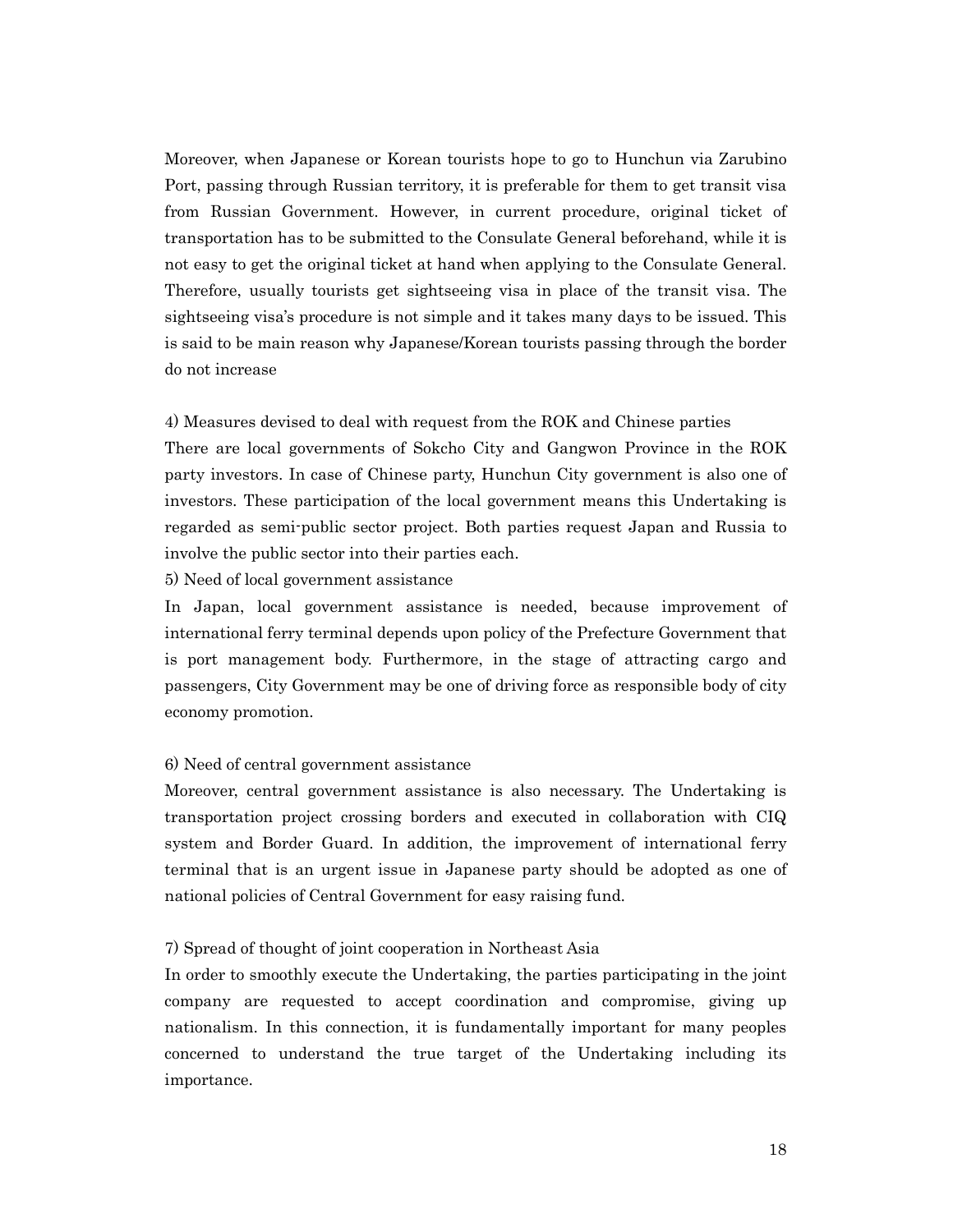Moreover, when Japanese or Korean tourists hope to go to Hunchun via Zarubino Port, passing through Russian territory, it is preferable for them to get transit visa from Russian Government. However, in current procedure, original ticket of transportation has to be submitted to the Consulate General beforehand, while it is not easy to get the original ticket at hand when applying to the Consulate General. Therefore, usually tourists get sightseeing visa in place of the transit visa. The sightseeing visa's procedure is not simple and it takes many days to be issued. This is said to be main reason why Japanese/Korean tourists passing through the border do not increase

4) Measures devised to deal with request from the ROK and Chinese parties

There are local governments of Sokcho City and Gangwon Province in the ROK party investors. In case of Chinese party, Hunchun City government is also one of investors. These participation of the local government means this Undertaking is regarded as semi-public sector project. Both parties request Japan and Russia to involve the public sector into their parties each.

5) Need of local government assistance

In Japan, local government assistance is needed, because improvement of international ferry terminal depends upon policy of the Prefecture Government that is port management body. Furthermore, in the stage of attracting cargo and passengers, City Government may be one of driving force as responsible body of city economy promotion.

6) Need of central government assistance

Moreover, central government assistance is also necessary. The Undertaking is transportation project crossing borders and executed in collaboration with CIQ system and Border Guard. In addition, the improvement of international ferry terminal that is an urgent issue in Japanese party should be adopted as one of national policies of Central Government for easy raising fund.

7) Spread of thought of joint cooperation in Northeast Asia

In order to smoothly execute the Undertaking, the parties participating in the joint company are requested to accept coordination and compromise, giving up nationalism. In this connection, it is fundamentally important for many peoples concerned to understand the true target of the Undertaking including its importance.